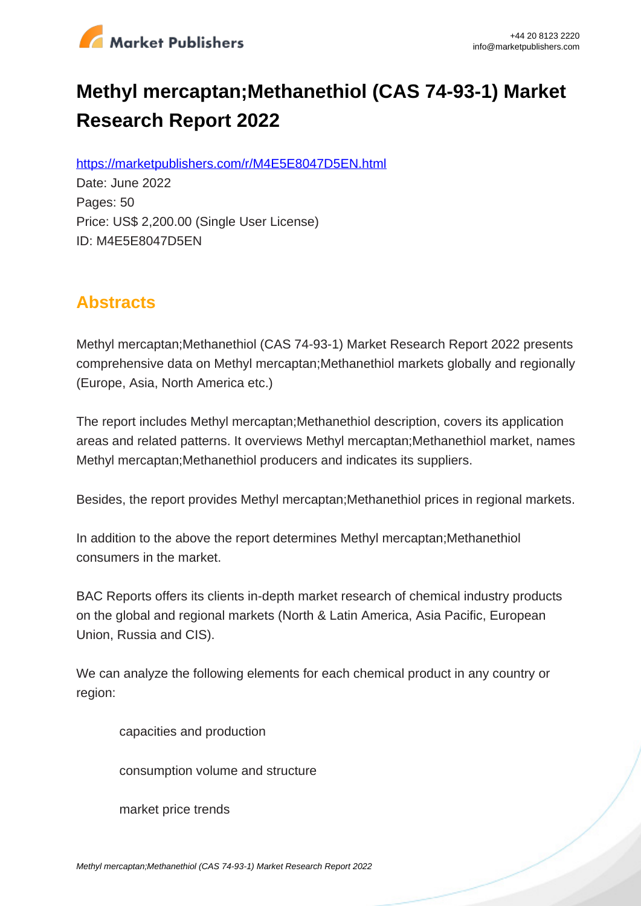# Methyl mercaptan;Methanethiol (CAS 74-93-1) Market Research Report 2022

https://marketpublishers.com/r/M4E5E8047D5EN.html

Date: June 2022

Pages: 50

Price: US$ 2,200.00 (Single User License)

ID: M4E5E8047D5EN

## Abstracts

Methyl mercaptan;Methanethiol (CAS 74-93-1) Market Research Report 2022 presents comprehensive data on Methyl mercaptan;Methanethiol markets globally and regionally (Europe, Asia, North America etc.)

The report includes Methyl mercaptan;Methanethiol description, covers its application areas and related patterns. It overviews Methyl mercaptan;Methanethiol market, names Methyl mercaptan;Methanethiol producers and indicates its suppliers.

Besides, the report provides Methyl mercaptan;Methanethiol prices in regional markets.

In addition to the above the report determines Methyl mercaptan;Methanethiol consumers in the market.

BAC Reports offers its clients in-depth market research of chemical industry products on the global and regional markets (North & Latin America, Asia Pacific, European Union, Russia and CIS).

We can analyze the following elements for each chemical product in any country or region:

- capacities and production
- consumption volume and structure
- market price trends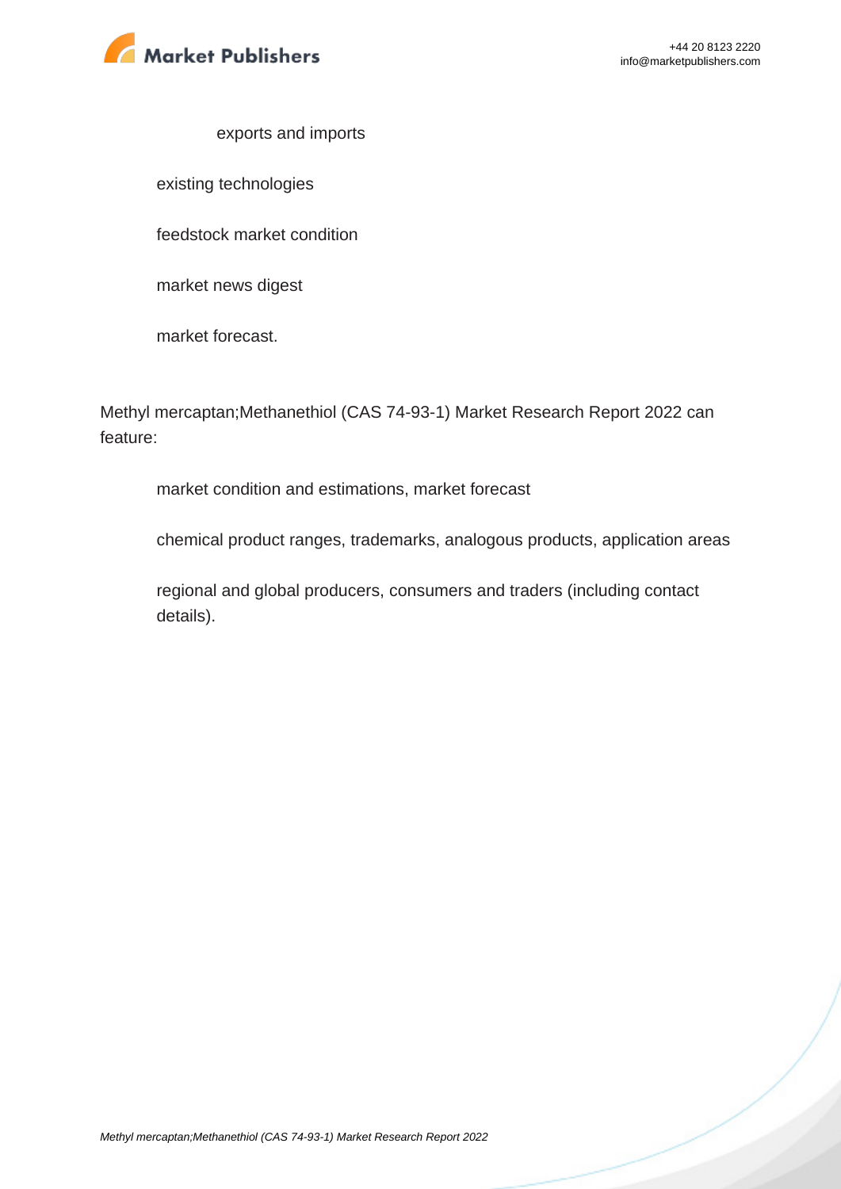- exports and imports

- existing technologies
- feedstock market condition
- market news digest
- market forecast.

Methyl mercaptan;Methanethiol (CAS 74-93-1) Market Research Report 2022 can feature:

- market condition and estimations, market forecast
- chemical product ranges, trademarks, analogous products, application areas
- regional and global producers, consumers and traders (including contact details).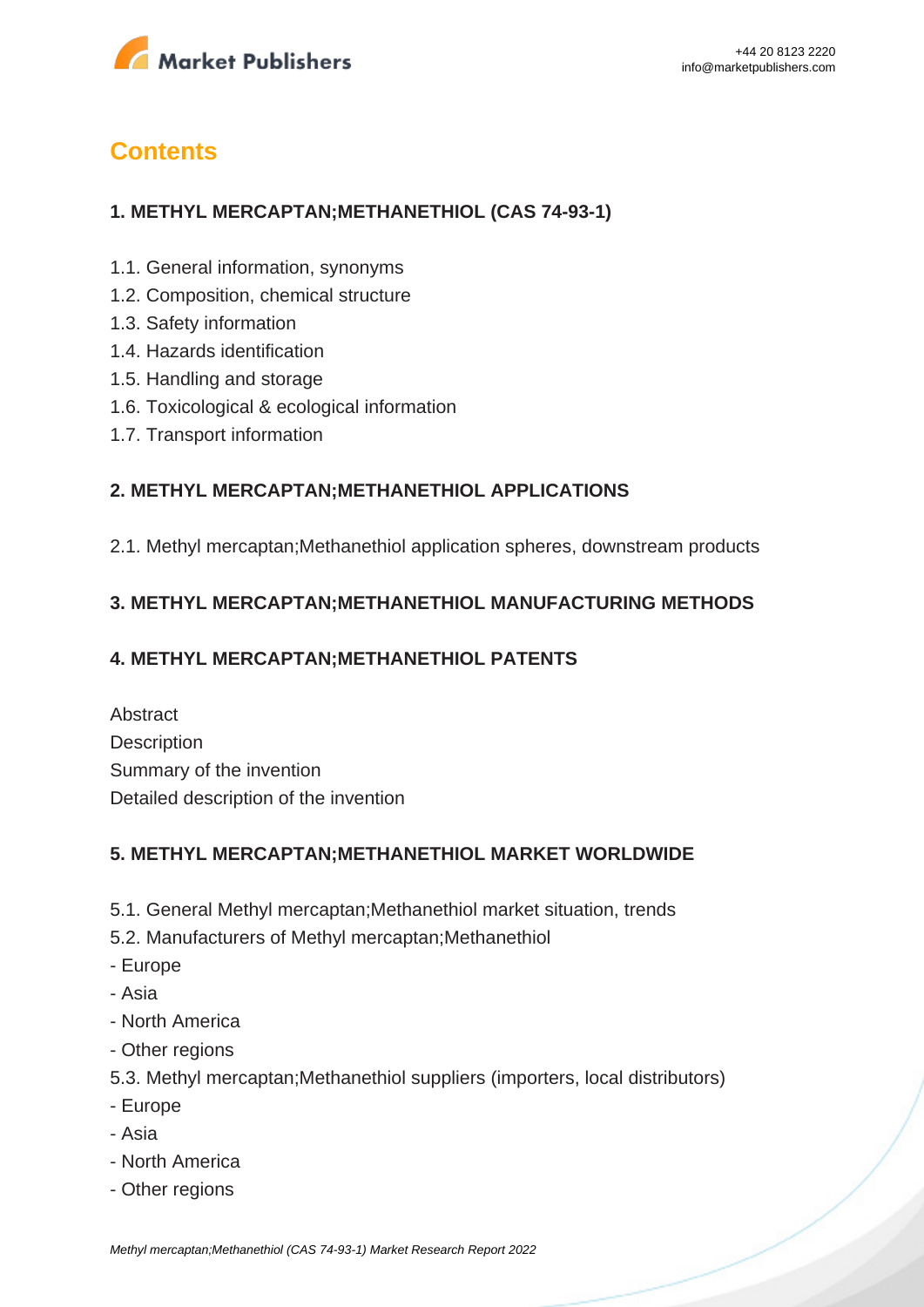# Contents

## 1. METHYL MERCAPTAN;METHANETHIOL (CAS 74-93-1)

1.1. General information, synonyms
1.2. Composition, chemical structure
1.3. Safety information
1.4. Hazards identification
1.5. Handling and storage
1.6. Toxicological & ecological information
1.7. Transport information

## 2. METHYL MERCAPTAN;METHANETHIOL APPLICATIONS

2.1. Methyl mercaptan;Methanethiol application spheres, downstream products

## 3. METHYL MERCAPTAN;METHANETHIOL MANUFACTURING METHODS

## 4. METHYL MERCAPTAN;METHANETHIOL PATENTS

Abstract
Description
Summary of the invention
Detailed description of the invention

## 5. METHYL MERCAPTAN;METHANETHIOL MARKET WORLDWIDE

5.1. General Methyl mercaptan;Methanethiol market situation, trends
5.2. Manufacturers of Methyl mercaptan;Methanethiol
- Europe
- Asia
- North America
- Other regions

5.3. Methyl mercaptan;Methanethiol suppliers (importers, local distributors)
- Europe
- Asia
- North America
- Other regions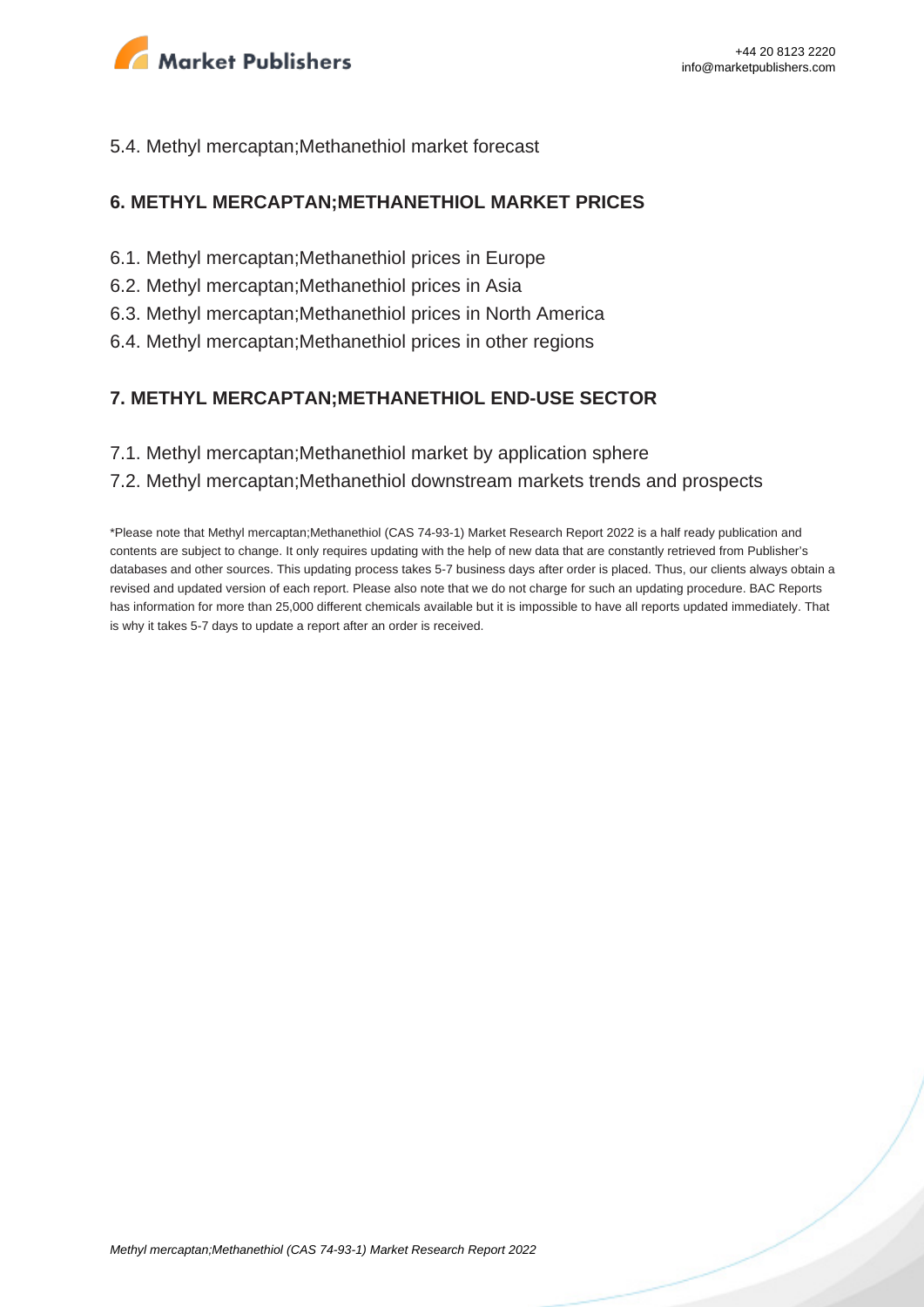5.4. Methyl mercaptan;Methanethiol market forecast

## 6. METHYL MERCAPTAN;METHANETHIOL MARKET PRICES

6.1. Methyl mercaptan;Methanethiol prices in Europe

6.2. Methyl mercaptan;Methanethiol prices in Asia

6.3. Methyl mercaptan;Methanethiol prices in North America

6.4. Methyl mercaptan;Methanethiol prices in other regions

## 7. METHYL MERCAPTAN;METHANETHIOL END-USE SECTOR

7.1. Methyl mercaptan;Methanethiol market by application sphere

7.2. Methyl mercaptan;Methanethiol downstream markets trends and prospects

*Please note that Methyl mercaptan;Methanethiol (CAS 74-93-1) Market Research Report 2022 is a half ready publication and contents are subject to change. It only requires updating with the help of new data that are constantly retrieved from Publisher's databases and other sources. This updating process takes 5-7 business days after order is placed. Thus, our clients always obtain a revised and updated version of each report. Please also note that we do not charge for such an updating procedure. BAC Reports has information for more than 25,000 different chemicals available but it is impossible to have all reports updated immediately. That is why it takes 5-7 days to update a report after an order is received.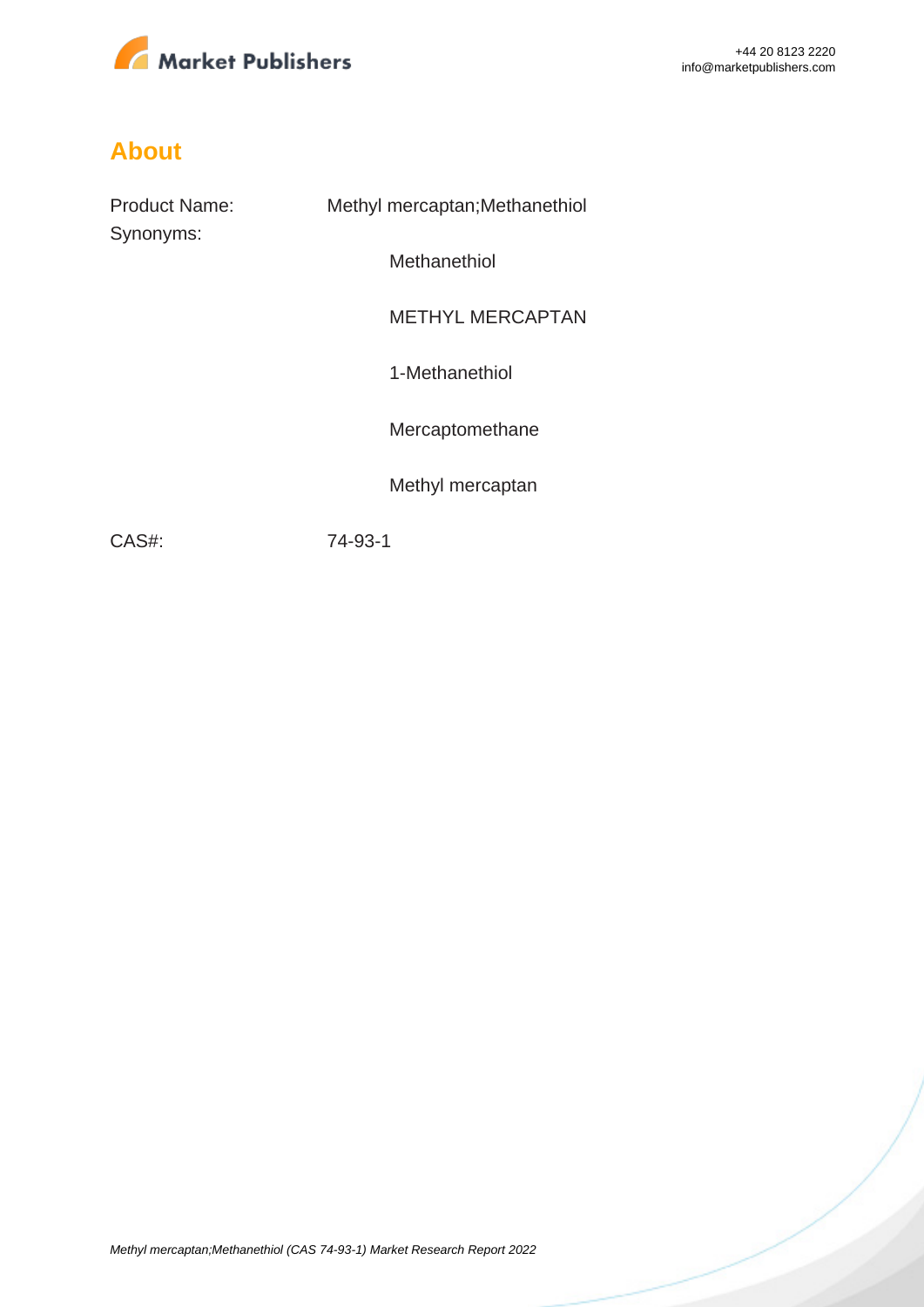## About

| | |
|---|---|
| Product Name: | Methyl mercaptan;Methanethiol |
| Synonyms: | Methanethiol |
| | METHYL MERCAPTAN |
| | 1-Methanethiol |
| | Mercaptomethane |
| | Methyl mercaptan |
| CAS#: | 74-93-1 |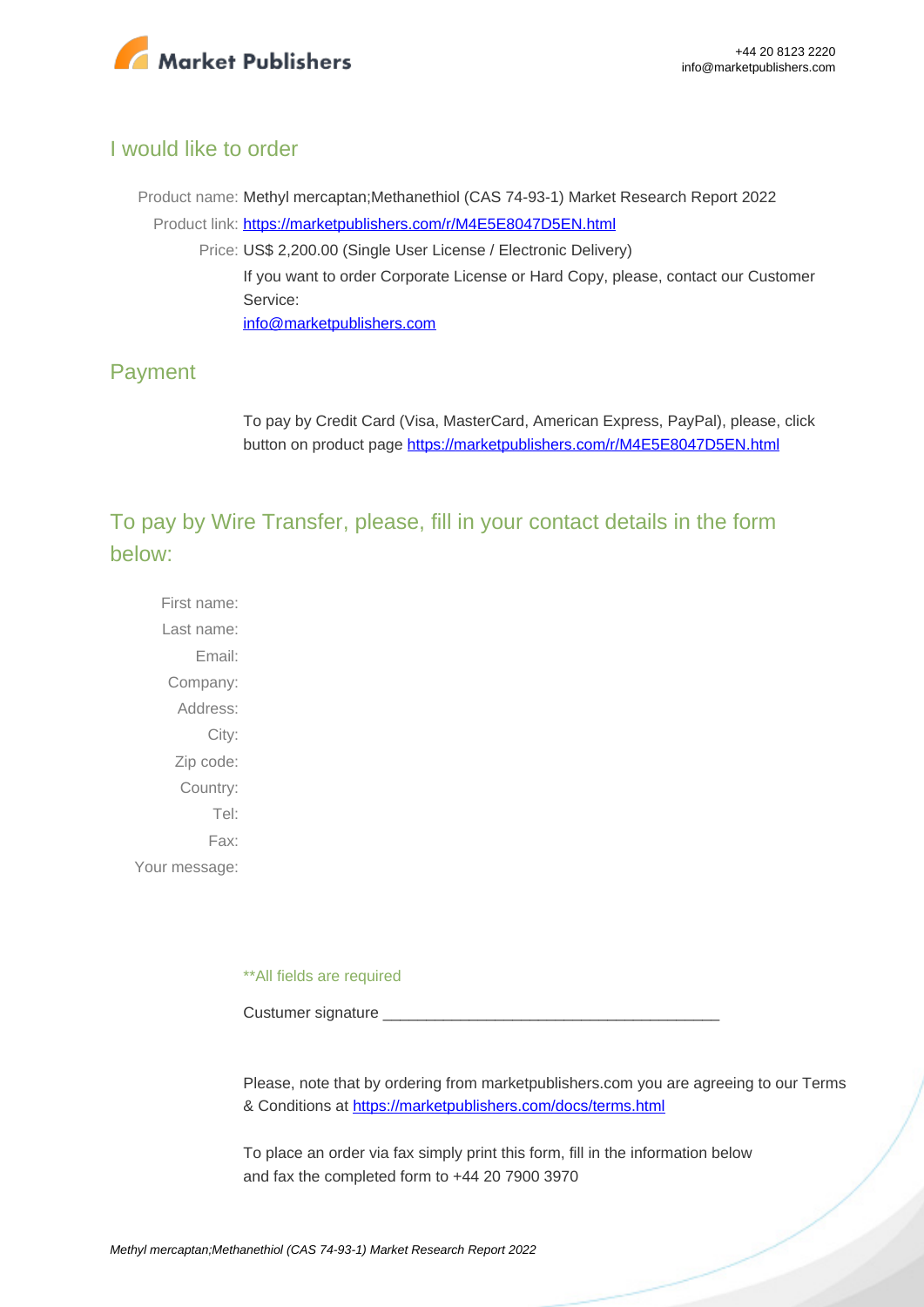## I would like to order

Product name: Methyl mercaptan;Methanethiol (CAS 74-93-1) Market Research Report 2022

Product link: [https://marketpublishers.com/r/M4E5E8047D5EN.html](https://marketpublishers.com/r/M4E5E8047D5EN.html)

Price: US$ 2,200.00 (Single User License / Electronic Delivery)

If you want to order Corporate License or Hard Copy, please, contact our Customer Service:

[info@marketpublishers.com](mailto:info@marketpublishers.com)

## Payment

To pay by Credit Card (Visa, MasterCard, American Express, PayPal), please, click button on product page [https://marketpublishers.com/r/M4E5E8047D5EN.html](https://marketpublishers.com/r/M4E5E8047D5EN.html)

## To pay by Wire Transfer, please, fill in your contact details in the form below:

First name:
Last name:
Email:
Company:
Address:
City:
Zip code:
Country:
Tel:
Fax:
Your message:

**All fields are required

Custumer signature _______________________________________

Please, note that by ordering from marketpublishers.com you are agreeing to our Terms & Conditions at [https://marketpublishers.com/docs/terms.html](https://marketpublishers.com/docs/terms.html)

To place an order via fax simply print this form, fill in the information below and fax the completed form to +44 20 7900 3970